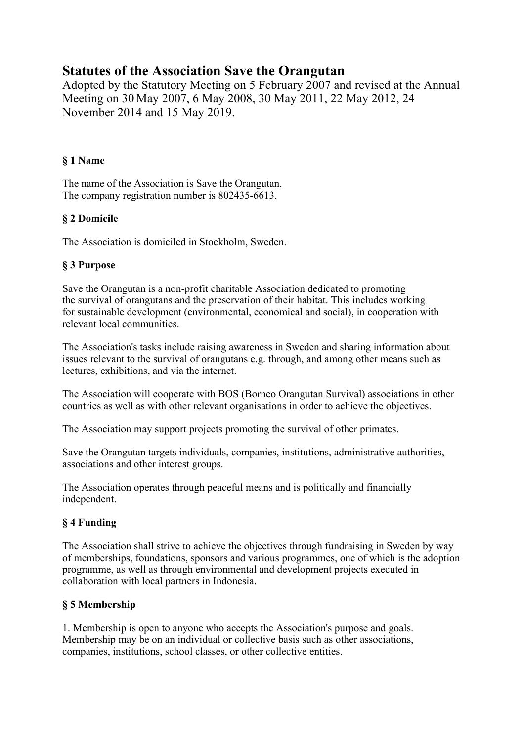# Statutes of the Association Save the Orangutan

Adopted by the Statutory Meeting on 5 February 2007 and revised at the Annual Meeting on 30 May 2007, 6 May 2008, 30 May 2011, 22 May 2012, 24 November 2014 and 15 May 2019.

### § 1 Name

The name of the Association is Save the Orangutan.
The company registration number is 802435-6613.

### § 2 Domicile

The Association is domiciled in Stockholm, Sweden.

### § 3 Purpose

Save the Orangutan is a non-profit charitable Association dedicated to promoting the survival of orangutans and the preservation of their habitat. This includes working for sustainable development (environmental, economical and social), in cooperation with relevant local communities.

The Association's tasks include raising awareness in Sweden and sharing information about issues relevant to the survival of orangutans e.g. through, and among other means such as lectures, exhibitions, and via the internet.

The Association will cooperate with BOS (Borneo Orangutan Survival) associations in other countries as well as with other relevant organisations in order to achieve the objectives.

The Association may support projects promoting the survival of other primates.

Save the Orangutan targets individuals, companies, institutions, administrative authorities, associations and other interest groups.

The Association operates through peaceful means and is politically and financially independent.

### § 4 Funding

The Association shall strive to achieve the objectives through fundraising in Sweden by way of memberships, foundations, sponsors and various programmes, one of which is the adoption programme, as well as through environmental and development projects executed in collaboration with local partners in Indonesia.

### § 5 Membership

1. Membership is open to anyone who accepts the Association's purpose and goals. Membership may be on an individual or collective basis such as other associations, companies, institutions, school classes, or other collective entities.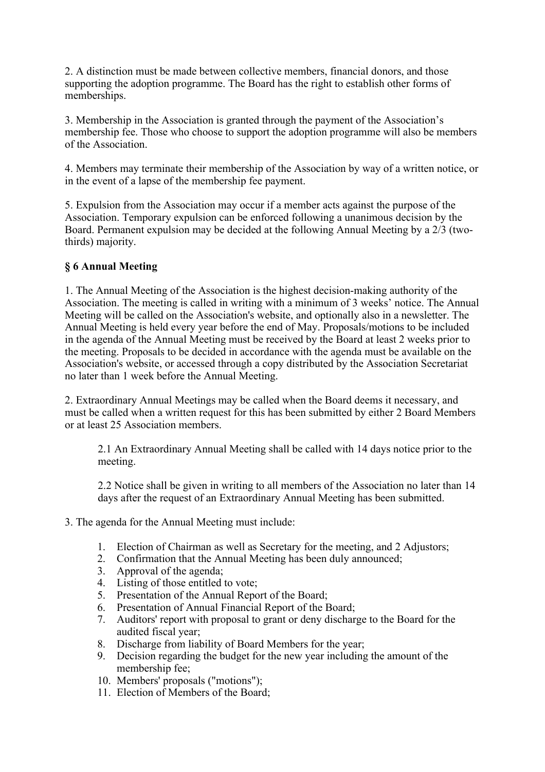2. A distinction must be made between collective members, financial donors, and those supporting the adoption programme. The Board has the right to establish other forms of memberships.

3. Membership in the Association is granted through the payment of the Association's membership fee. Those who choose to support the adoption programme will also be members of the Association.

4. Members may terminate their membership of the Association by way of a written notice, or in the event of a lapse of the membership fee payment.

5. Expulsion from the Association may occur if a member acts against the purpose of the Association. Temporary expulsion can be enforced following a unanimous decision by the Board. Permanent expulsion may be decided at the following Annual Meeting by a 2/3 (two-thirds) majority.

**§ 6 Annual Meeting**

1. The Annual Meeting of the Association is the highest decision-making authority of the Association. The meeting is called in writing with a minimum of 3 weeks' notice. The Annual Meeting will be called on the Association's website, and optionally also in a newsletter. The Annual Meeting is held every year before the end of May. Proposals/motions to be included in the agenda of the Annual Meeting must be received by the Board at least 2 weeks prior to the meeting. Proposals to be decided in accordance with the agenda must be available on the Association's website, or accessed through a copy distributed by the Association Secretariat no later than 1 week before the Annual Meeting.

2. Extraordinary Annual Meetings may be called when the Board deems it necessary, and must be called when a written request for this has been submitted by either 2 Board Members or at least 25 Association members.

> 2.1 An Extraordinary Annual Meeting shall be called with 14 days notice prior to the meeting.
>
> 2.2 Notice shall be given in writing to all members of the Association no later than 14 days after the request of an Extraordinary Annual Meeting has been submitted.

3. The agenda for the Annual Meeting must include:

    1. Election of Chairman as well as Secretary for the meeting, and 2 Adjustors;
    2. Confirmation that the Annual Meeting has been duly announced;
    3. Approval of the agenda;
    4. Listing of those entitled to vote;
    5. Presentation of the Annual Report of the Board;
    6. Presentation of Annual Financial Report of the Board;
    7. Auditors' report with proposal to grant or deny discharge to the Board for the audited fiscal year;
    8. Discharge from liability of Board Members for the year;
    9. Decision regarding the budget for the new year including the amount of the membership fee;
    10. Members' proposals ("motions");
    11. Election of Members of the Board;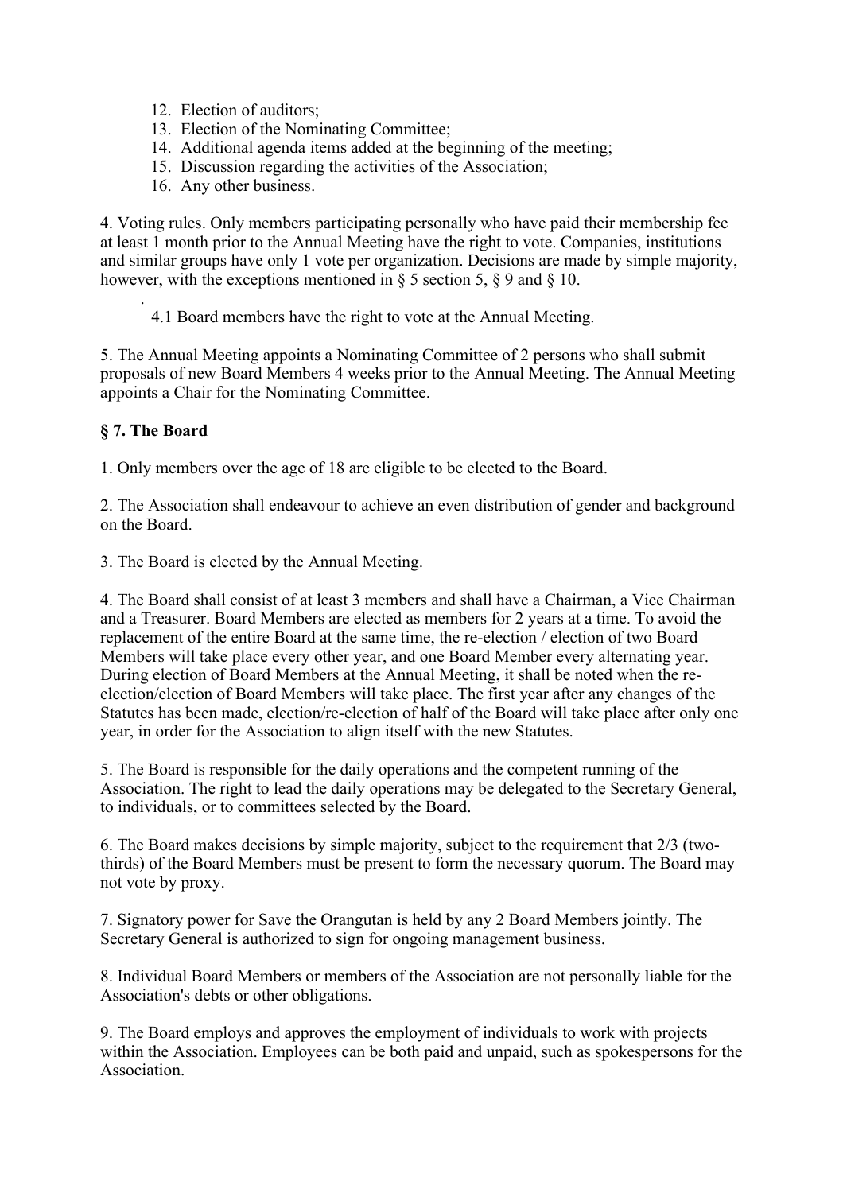12. Election of auditors;
13. Election of the Nominating Committee;
14. Additional agenda items added at the beginning of the meeting;
15. Discussion regarding the activities of the Association;
16. Any other business.

4. Voting rules. Only members participating personally who have paid their membership fee at least 1 month prior to the Annual Meeting have the right to vote. Companies, institutions and similar groups have only 1 vote per organization. Decisions are made by simple majority, however, with the exceptions mentioned in § 5 section 5, § 9 and § 10.

   4.1 Board members have the right to vote at the Annual Meeting.

5. The Annual Meeting appoints a Nominating Committee of 2 persons who shall submit proposals of new Board Members 4 weeks prior to the Annual Meeting. The Annual Meeting appoints a Chair for the Nominating Committee.

**§ 7. The Board**

1. Only members over the age of 18 are eligible to be elected to the Board.

2. The Association shall endeavour to achieve an even distribution of gender and background on the Board.

3. The Board is elected by the Annual Meeting.

4. The Board shall consist of at least 3 members and shall have a Chairman, a Vice Chairman and a Treasurer. Board Members are elected as members for 2 years at a time. To avoid the replacement of the entire Board at the same time, the re-election / election of two Board Members will take place every other year, and one Board Member every alternating year. During election of Board Members at the Annual Meeting, it shall be noted when the re-election/election of Board Members will take place. The first year after any changes of the Statutes has been made, election/re-election of half of the Board will take place after only one year, in order for the Association to align itself with the new Statutes.

5. The Board is responsible for the daily operations and the competent running of the Association. The right to lead the daily operations may be delegated to the Secretary General, to individuals, or to committees selected by the Board.

6. The Board makes decisions by simple majority, subject to the requirement that 2/3 (two-thirds) of the Board Members must be present to form the necessary quorum. The Board may not vote by proxy.

7. Signatory power for Save the Orangutan is held by any 2 Board Members jointly. The Secretary General is authorized to sign for ongoing management business.

8. Individual Board Members or members of the Association are not personally liable for the Association's debts or other obligations.

9. The Board employs and approves the employment of individuals to work with projects within the Association. Employees can be both paid and unpaid, such as spokespersons for the Association.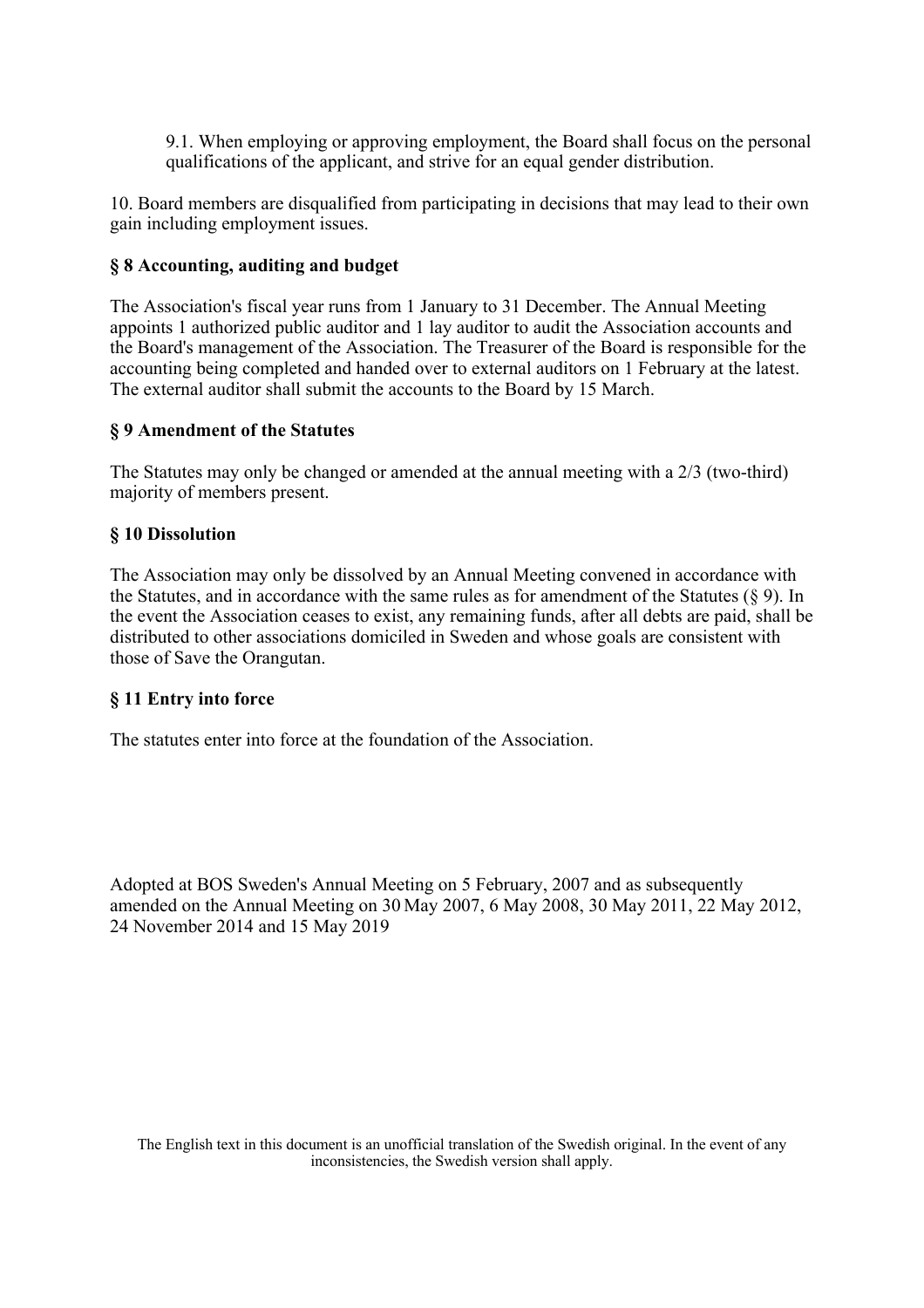9.1. When employing or approving employment, the Board shall focus on the personal qualifications of the applicant, and strive for an equal gender distribution.

10. Board members are disqualified from participating in decisions that may lead to their own gain including employment issues.

### § 8 Accounting, auditing and budget

The Association's fiscal year runs from 1 January to 31 December. The Annual Meeting appoints 1 authorized public auditor and 1 lay auditor to audit the Association accounts and the Board's management of the Association. The Treasurer of the Board is responsible for the accounting being completed and handed over to external auditors on 1 February at the latest. The external auditor shall submit the accounts to the Board by 15 March.

### § 9 Amendment of the Statutes

The Statutes may only be changed or amended at the annual meeting with a 2/3 (two-third) majority of members present.

### § 10 Dissolution

The Association may only be dissolved by an Annual Meeting convened in accordance with the Statutes, and in accordance with the same rules as for amendment of the Statutes (§ 9). In the event the Association ceases to exist, any remaining funds, after all debts are paid, shall be distributed to other associations domiciled in Sweden and whose goals are consistent with those of Save the Orangutan.

### § 11 Entry into force

The statutes enter into force at the foundation of the Association.

Adopted at BOS Sweden's Annual Meeting on 5 February, 2007 and as subsequently amended on the Annual Meeting on 30 May 2007, 6 May 2008, 30 May 2011, 22 May 2012, 24 November 2014 and 15 May 2019

The English text in this document is an unofficial translation of the Swedish original. In the event of any inconsistencies, the Swedish version shall apply.